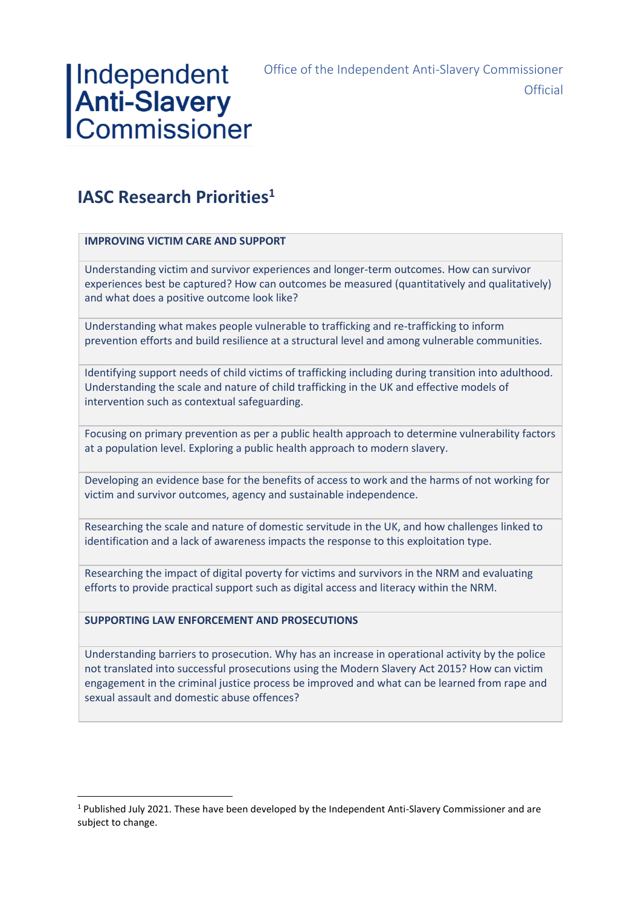Independent
**Anti-Slavery**
Commissioner

Office of the Independent Anti-Slavery Commissioner
Official

# IASC Research Priorities[1]

| **IMPROVING VICTIM CARE AND SUPPORT** |
|---|
| Understanding victim and survivor experiences and longer-term outcomes. How can survivor experiences best be captured? How can outcomes be measured (quantitatively and qualitatively) and what does a positive outcome look like? |
| Understanding what makes people vulnerable to trafficking and re-trafficking to inform prevention efforts and build resilience at a structural level and among vulnerable communities. |
| Identifying support needs of child victims of trafficking including during transition into adulthood. Understanding the scale and nature of child trafficking in the UK and effective models of intervention such as contextual safeguarding. |
| Focusing on primary prevention as per a public health approach to determine vulnerability factors at a population level. Exploring a public health approach to modern slavery. |
| Developing an evidence base for the benefits of access to work and the harms of not working for victim and survivor outcomes, agency and sustainable independence. |
| Researching the scale and nature of domestic servitude in the UK, and how challenges linked to identification and a lack of awareness impacts the response to this exploitation type. |
| Researching the impact of digital poverty for victims and survivors in the NRM and evaluating efforts to provide practical support such as digital access and literacy within the NRM. |
| **SUPPORTING LAW ENFORCEMENT AND PROSECUTIONS** |
| Understanding barriers to prosecution. Why has an increase in operational activity by the police not translated into successful prosecutions using the Modern Slavery Act 2015? How can victim engagement in the criminal justice process be improved and what can be learned from rape and sexual assault and domestic abuse offences? |

[1] Published July 2021. These have been developed by the Independent Anti-Slavery Commissioner and are subject to change.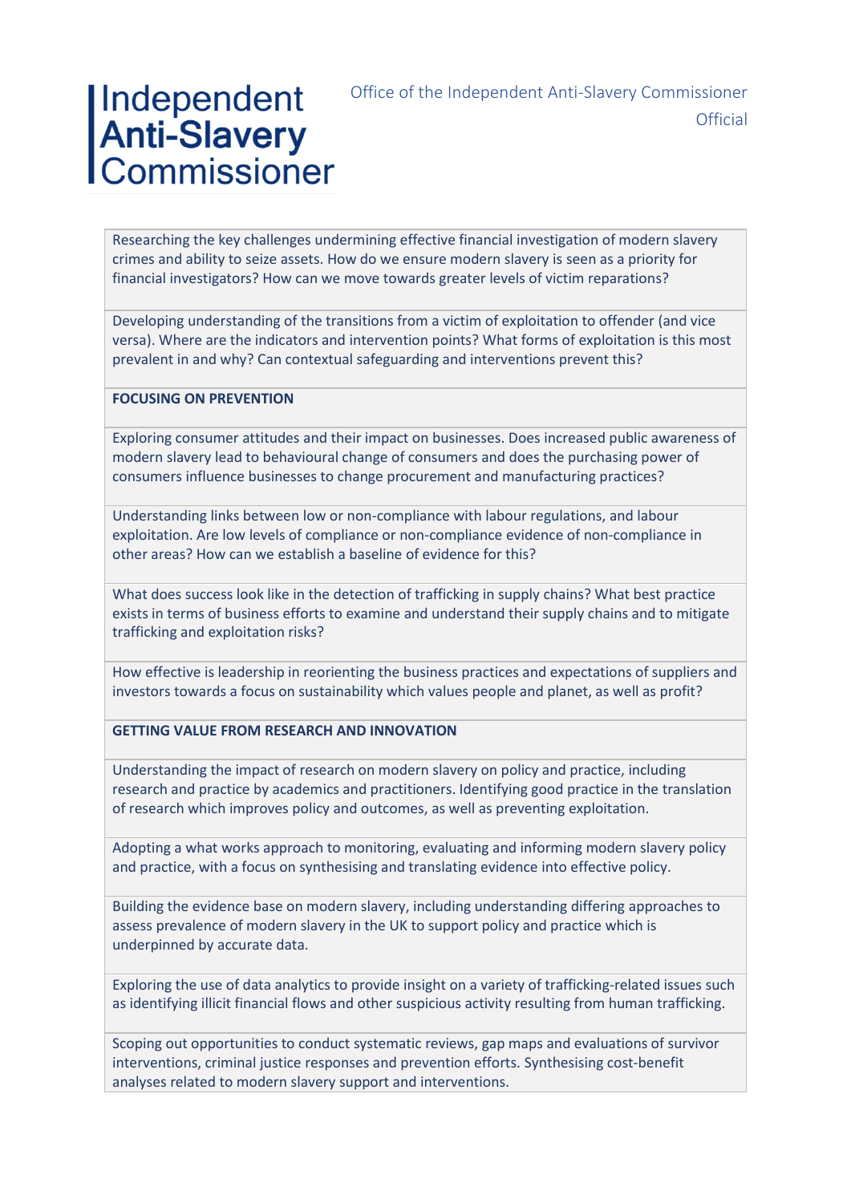| |
|---|
| Researching the key challenges undermining effective financial investigation of modern slavery crimes and ability to seize assets. How do we ensure modern slavery is seen as a priority for financial investigators? How can we move towards greater levels of victim reparations? |
| Developing understanding of the transitions from a victim of exploitation to offender (and vice versa). Where are the indicators and intervention points? What forms of exploitation is this most prevalent in and why? Can contextual safeguarding and interventions prevent this? |
| **FOCUSING ON PREVENTION** |
| Exploring consumer attitudes and their impact on businesses. Does increased public awareness of modern slavery lead to behavioural change of consumers and does the purchasing power of consumers influence businesses to change procurement and manufacturing practices? |
| Understanding links between low or non-compliance with labour regulations, and labour exploitation. Are low levels of compliance or non-compliance evidence of non-compliance in other areas? How can we establish a baseline of evidence for this? |
| What does success look like in the detection of trafficking in supply chains? What best practice exists in terms of business efforts to examine and understand their supply chains and to mitigate trafficking and exploitation risks? |
| How effective is leadership in reorienting the business practices and expectations of suppliers and investors towards a focus on sustainability which values people and planet, as well as profit? |
| **GETTING VALUE FROM RESEARCH AND INNOVATION** |
| Understanding the impact of research on modern slavery on policy and practice, including research and practice by academics and practitioners. Identifying good practice in the translation of research which improves policy and outcomes, as well as preventing exploitation. |
| Adopting a what works approach to monitoring, evaluating and informing modern slavery policy and practice, with a focus on synthesising and translating evidence into effective policy. |
| Building the evidence base on modern slavery, including understanding differing approaches to assess prevalence of modern slavery in the UK to support policy and practice which is underpinned by accurate data. |
| Exploring the use of data analytics to provide insight on a variety of trafficking-related issues such as identifying illicit financial flows and other suspicious activity resulting from human trafficking. |
| Scoping out opportunities to conduct systematic reviews, gap maps and evaluations of survivor interventions, criminal justice responses and prevention efforts. Synthesising cost-benefit analyses related to modern slavery support and interventions. |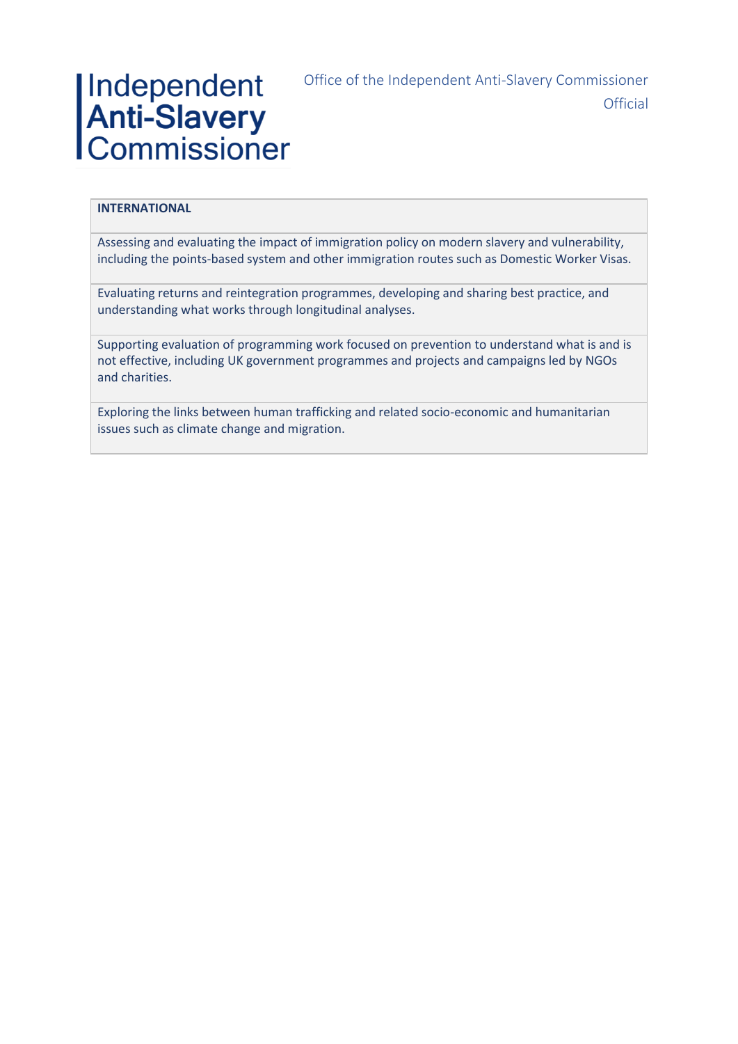| INTERNATIONAL |
| --- |
| Assessing and evaluating the impact of immigration policy on modern slavery and vulnerability, including the points-based system and other immigration routes such as Domestic Worker Visas. |
| Evaluating returns and reintegration programmes, developing and sharing best practice, and understanding what works through longitudinal analyses. |
| Supporting evaluation of programming work focused on prevention to understand what is and is not effective, including UK government programmes and projects and campaigns led by NGOs and charities. |
| Exploring the links between human trafficking and related socio-economic and humanitarian issues such as climate change and migration. |